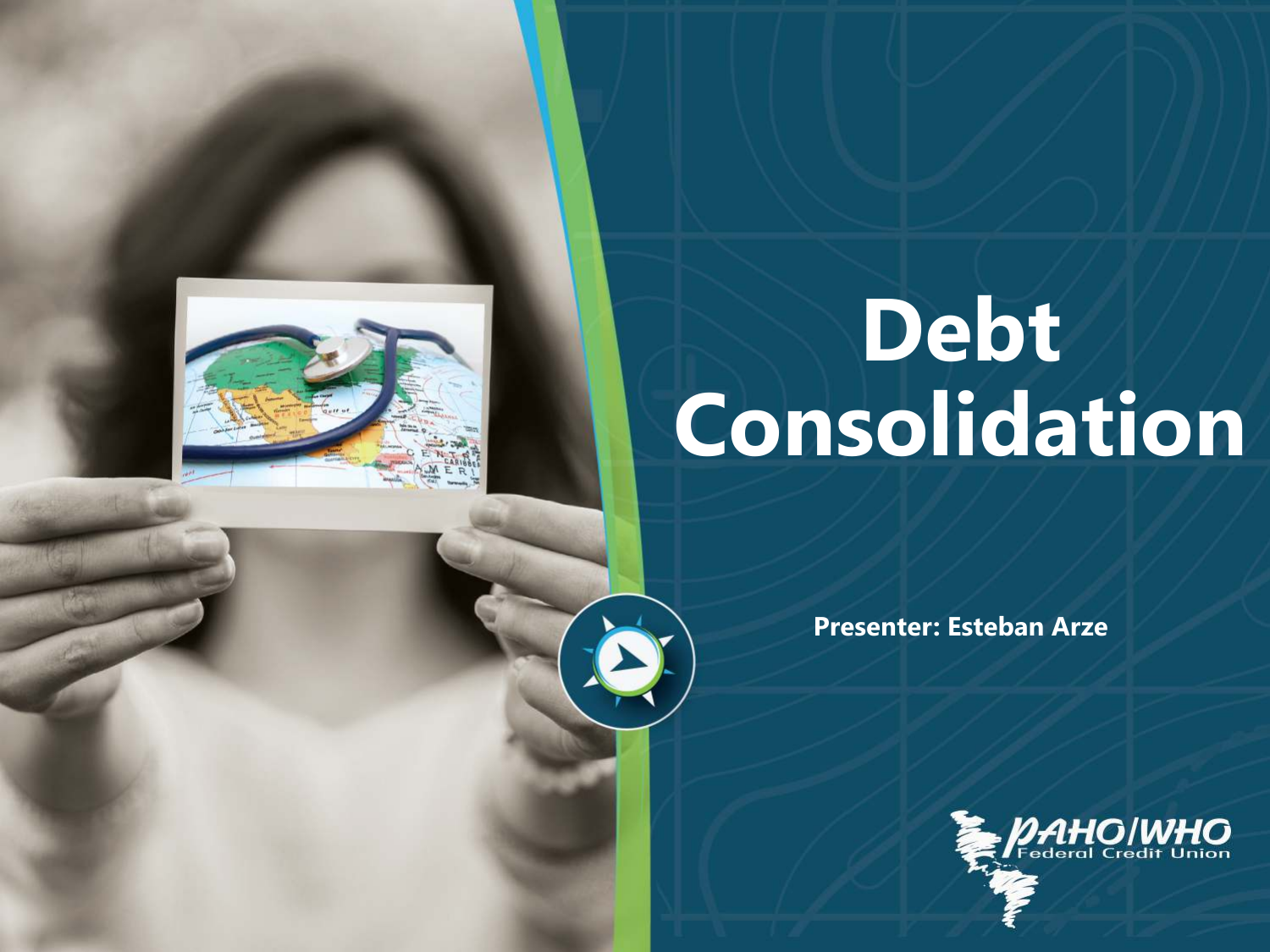# Debt Consolidation

**Presenter: Esteban Arze**

PAHO/WHO Federal Credit Union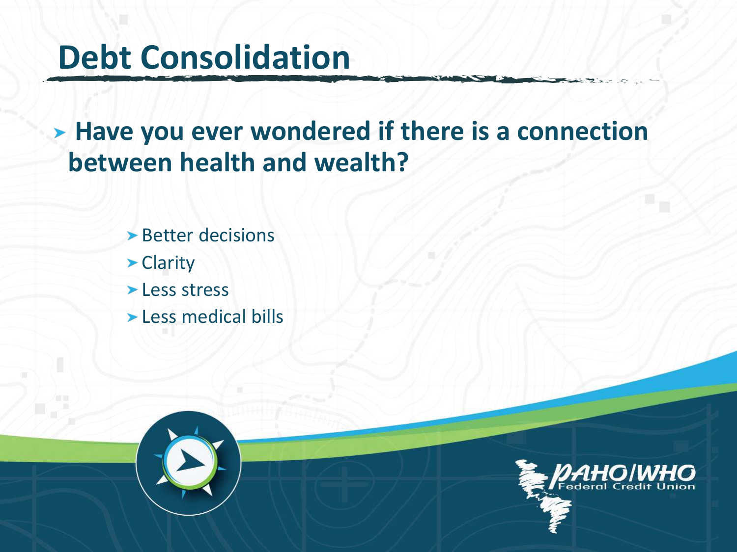# Debt Consolidation

- **Have you ever wondered if there is a connection between health and wealth?**
  - Better decisions
  - Clarity
  - Less stress
  - Less medical bills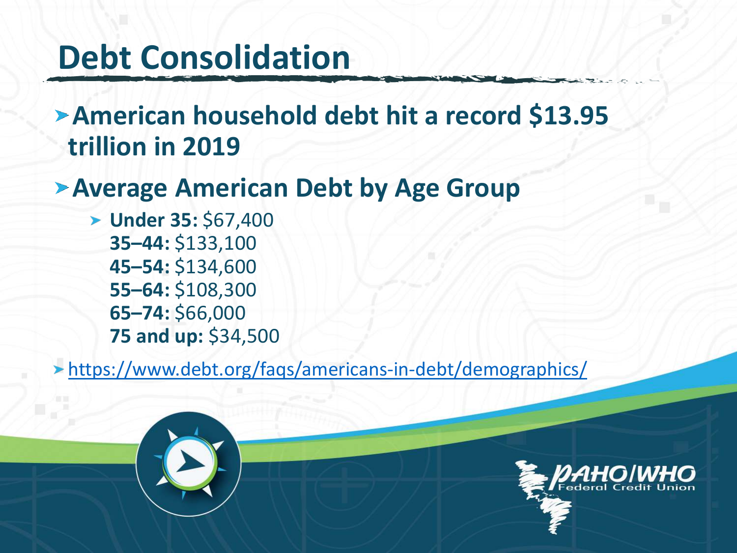# Debt Consolidation

- **American household debt hit a record $13.95 trillion in 2019**
- **Average American Debt by Age Group**
  - **Under 35:** $67,400
    **35–44:** $133,100
    **45–54:** $134,600
    **55–64:** $108,300
    **65–74:** $66,000
    **75 and up:** $34,500
- https://www.debt.org/faqs/americans-in-debt/demographics/

PAHO/WHO Federal Credit Union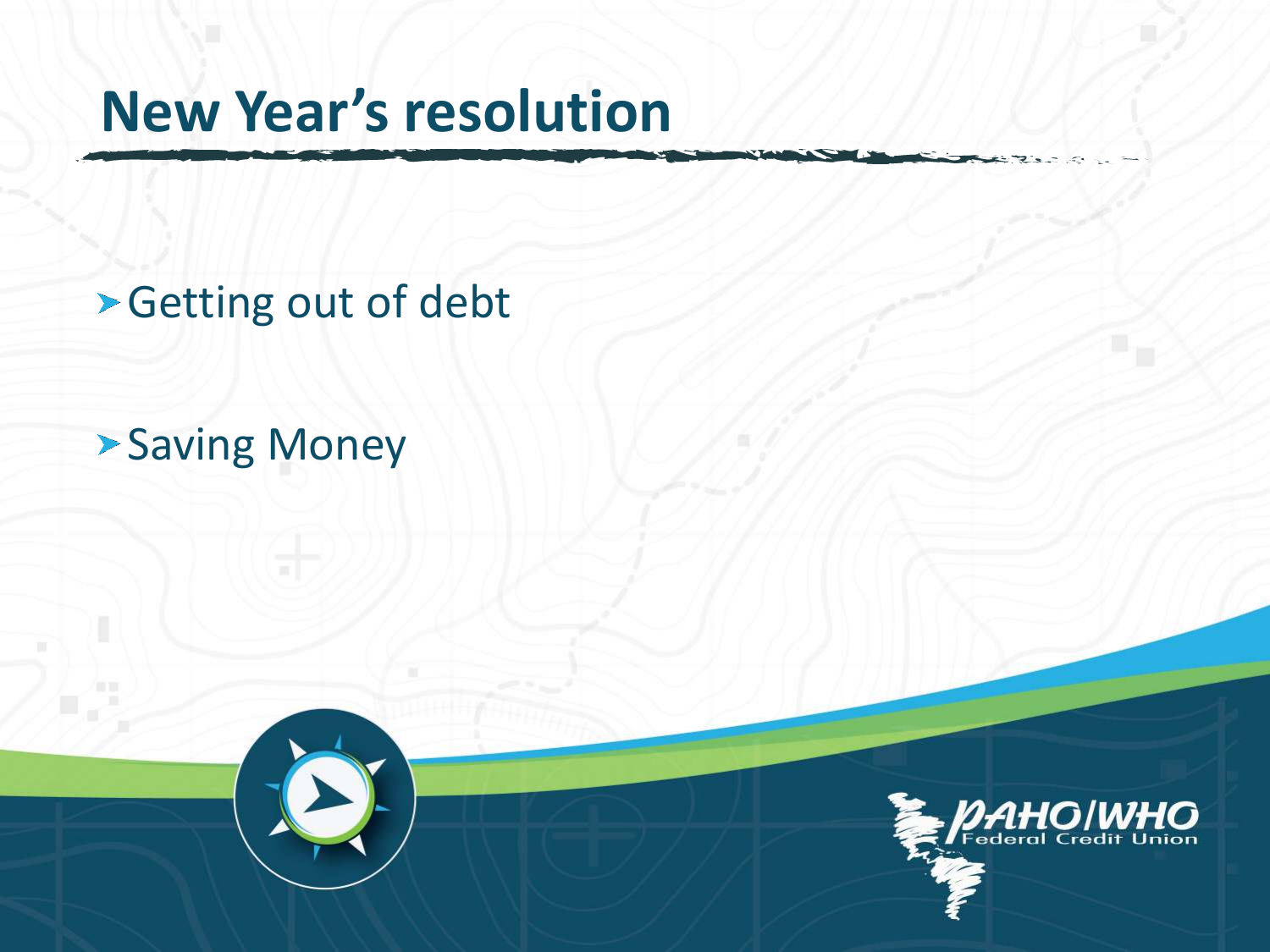# New Year's resolution

- Getting out of debt
- Saving Money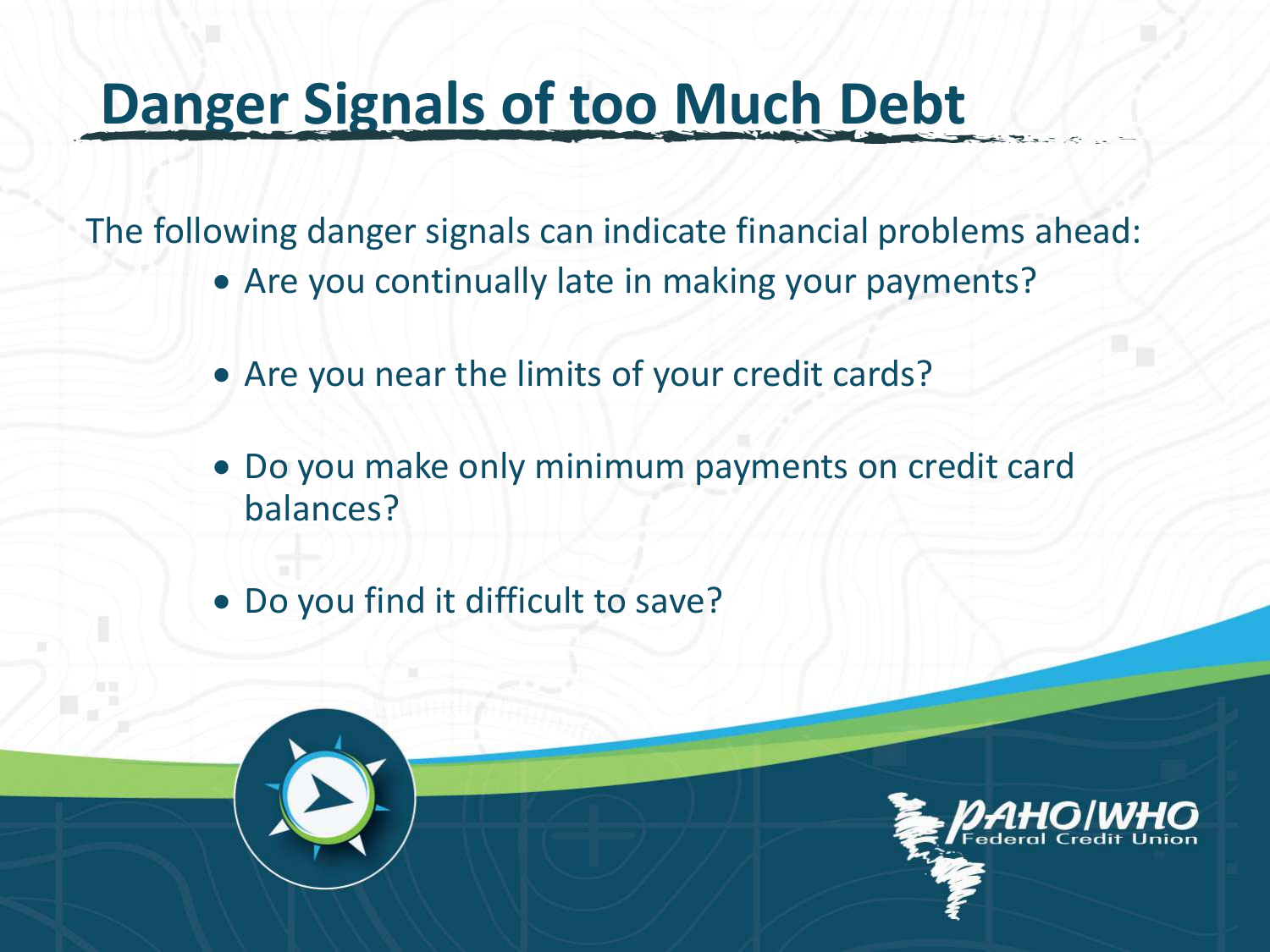# Danger Signals of too Much Debt

The following danger signals can indicate financial problems ahead:

- Are you continually late in making your payments?
- Are you near the limits of your credit cards?
- Do you make only minimum payments on credit card balances?
- Do you find it difficult to save?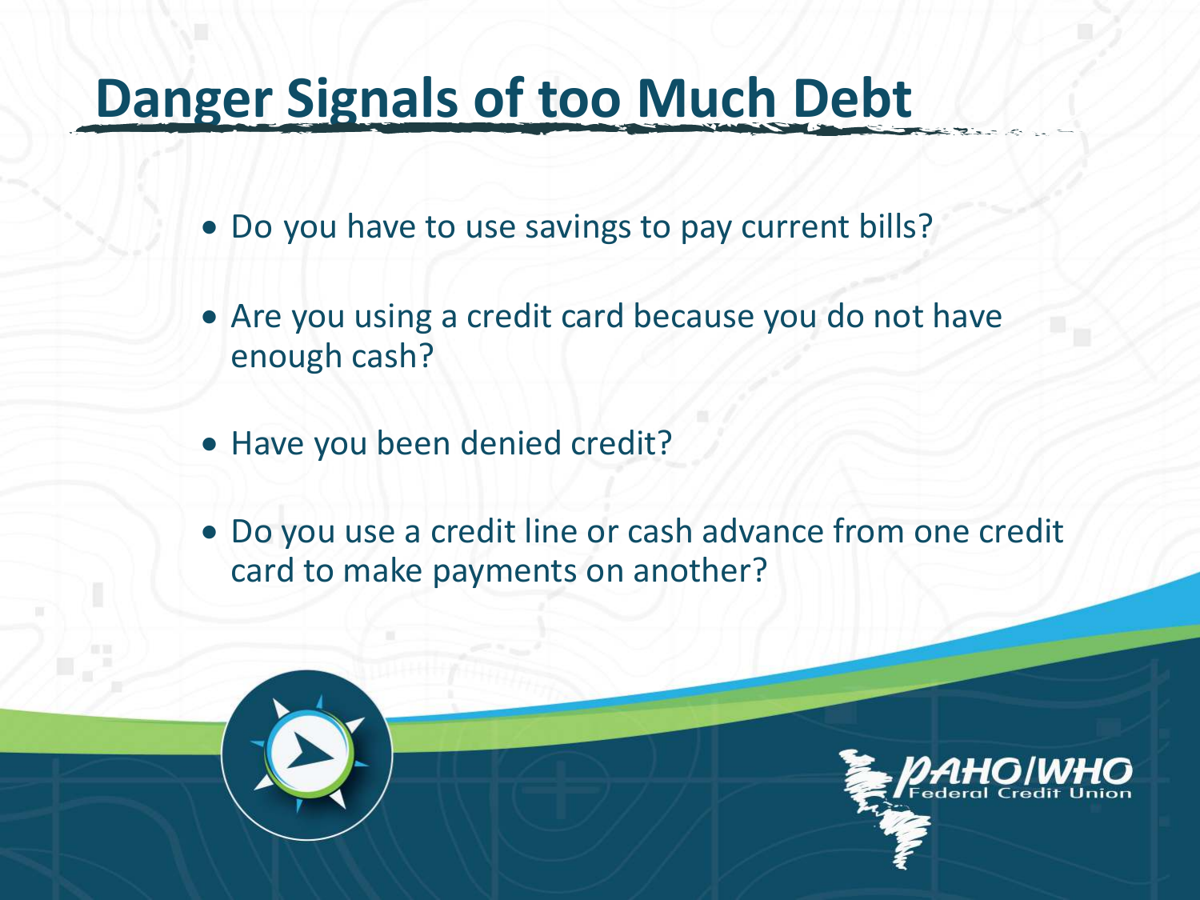# Danger Signals of too Much Debt

- Do you have to use savings to pay current bills?
- Are you using a credit card because you do not have enough cash?
- Have you been denied credit?
- Do you use a credit line or cash advance from one credit card to make payments on another?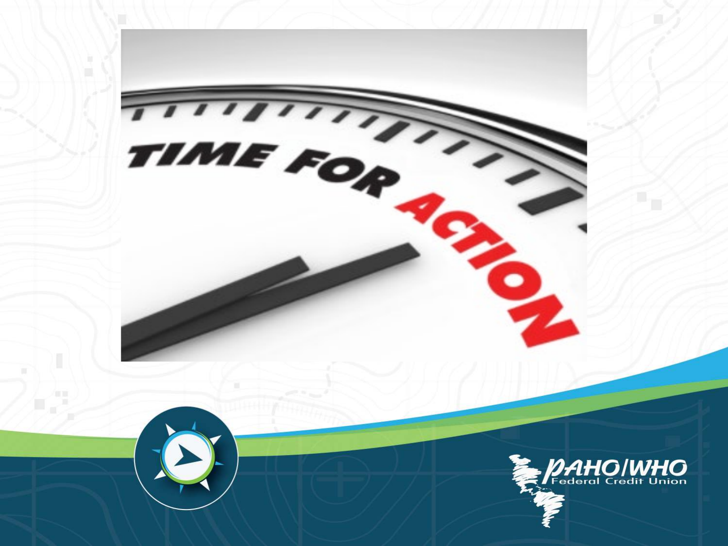TIME FOR ACTION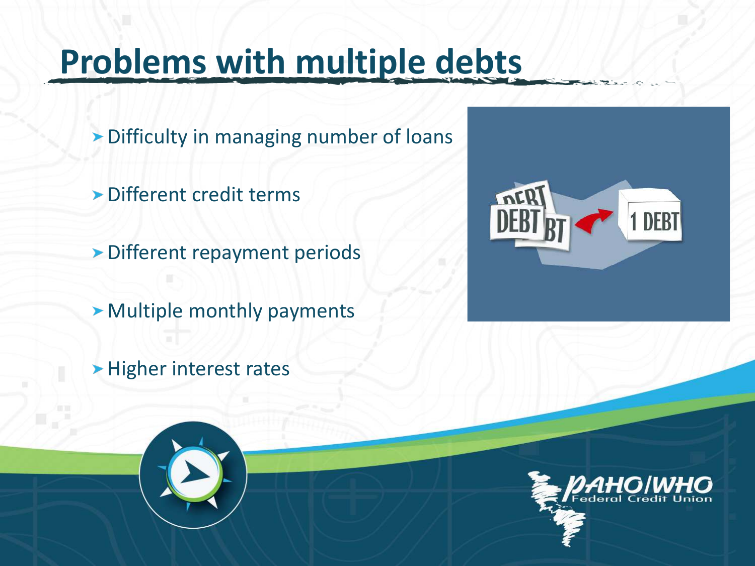# Problems with multiple debts

- Difficulty in managing number of loans
- Different credit terms
- Different repayment periods
- Multiple monthly payments
- Higher interest rates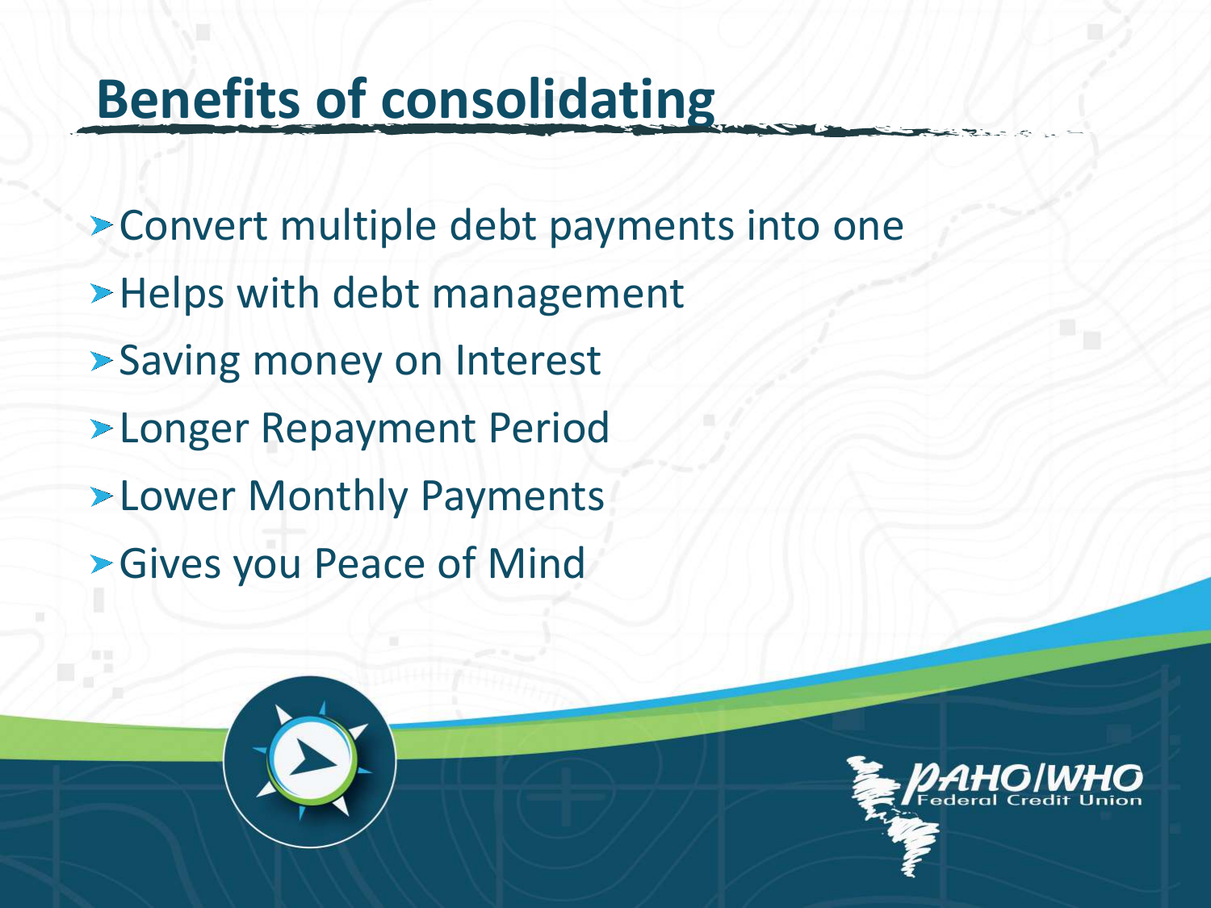# Benefits of consolidating

- Convert multiple debt payments into one
- Helps with debt management
- Saving money on Interest
- Longer Repayment Period
- Lower Monthly Payments
- Gives you Peace of Mind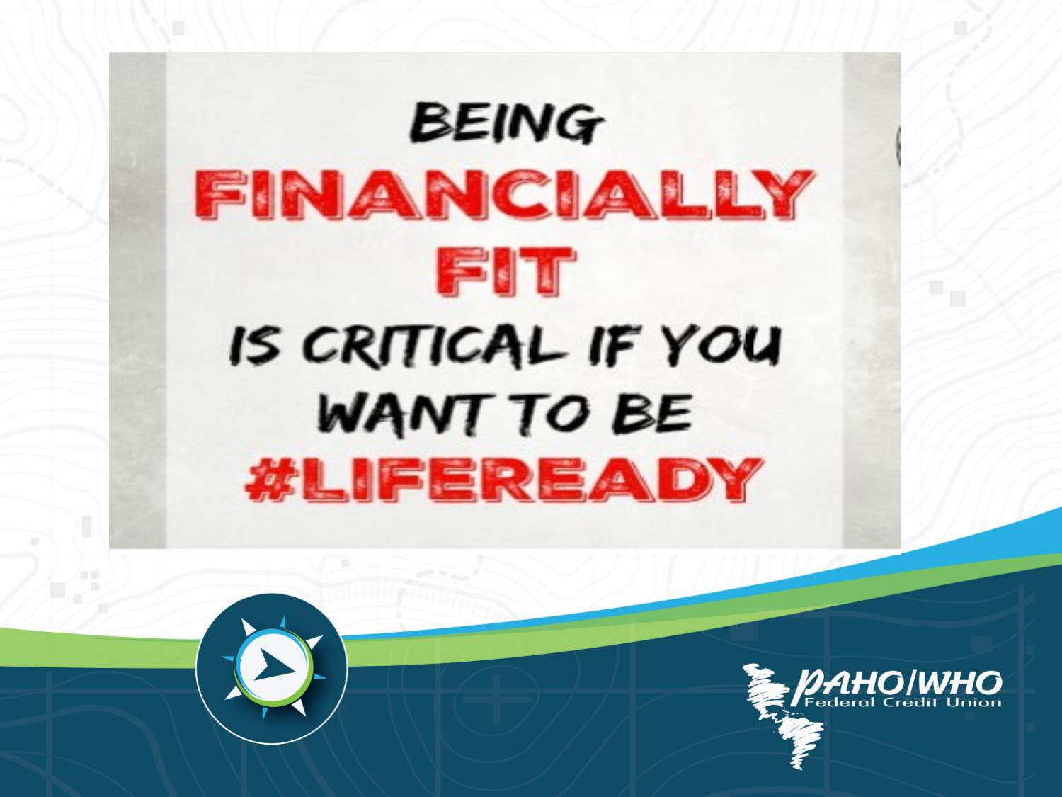BEING

**FINANCIALLY FIT**

IS CRITICAL IF YOU WANT TO BE

**#LIFEREADY**

PAHO/WHO Federal Credit Union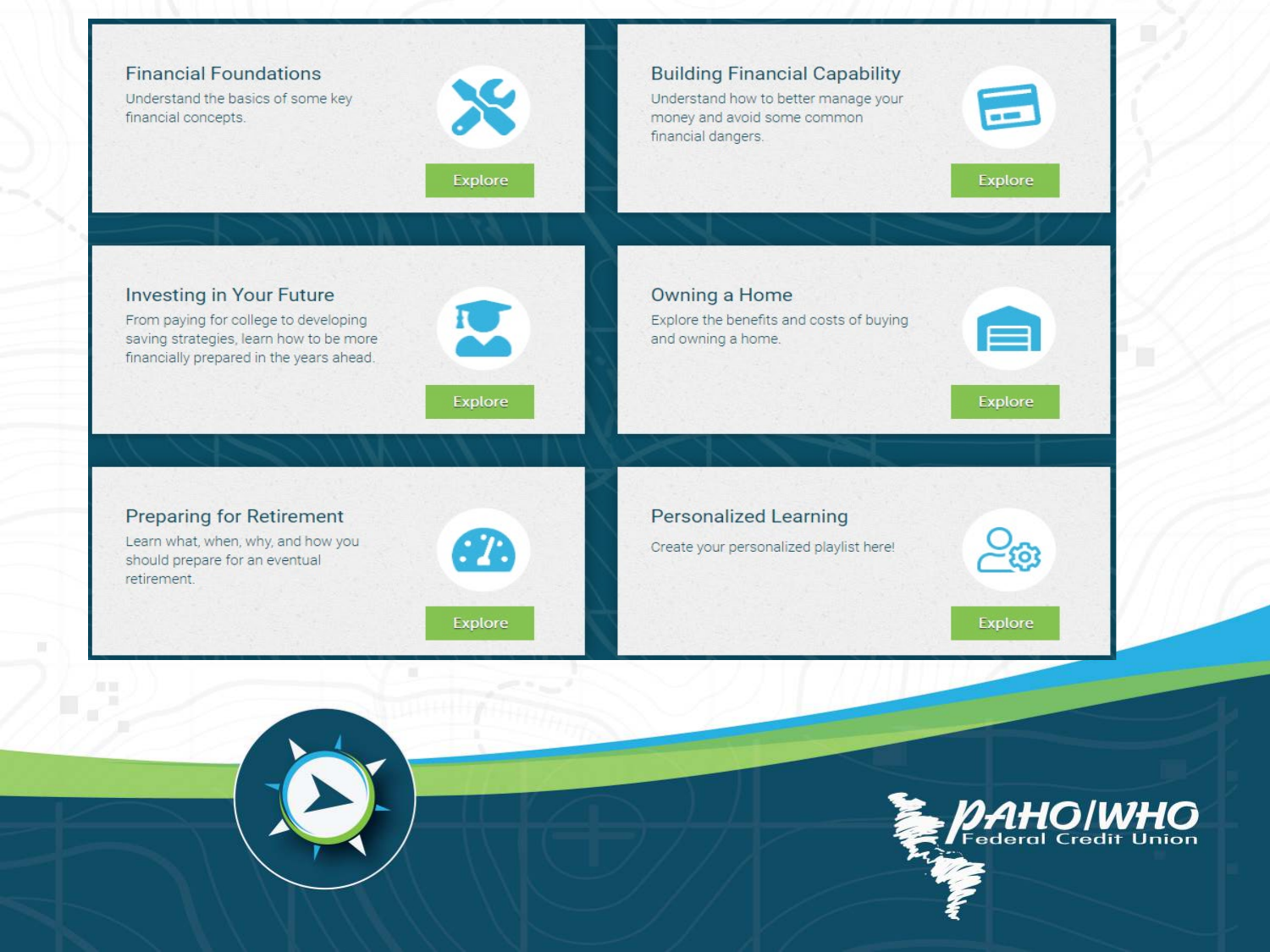## Financial Foundations

Understand the basics of some key financial concepts.

Explore

## Building Financial Capability

Understand how to better manage your money and avoid some common financial dangers.

Explore

## Investing in Your Future

From paying for college to developing saving strategies, learn how to be more financially prepared in the years ahead.

Explore

## Owning a Home

Explore the benefits and costs of buying and owning a home.

Explore

## Preparing for Retirement

Learn what, when, why, and how you should prepare for an eventual retirement.

Explore

## Personalized Learning

Create your personalized playlist here!

Explore

PAHO/WHO Federal Credit Union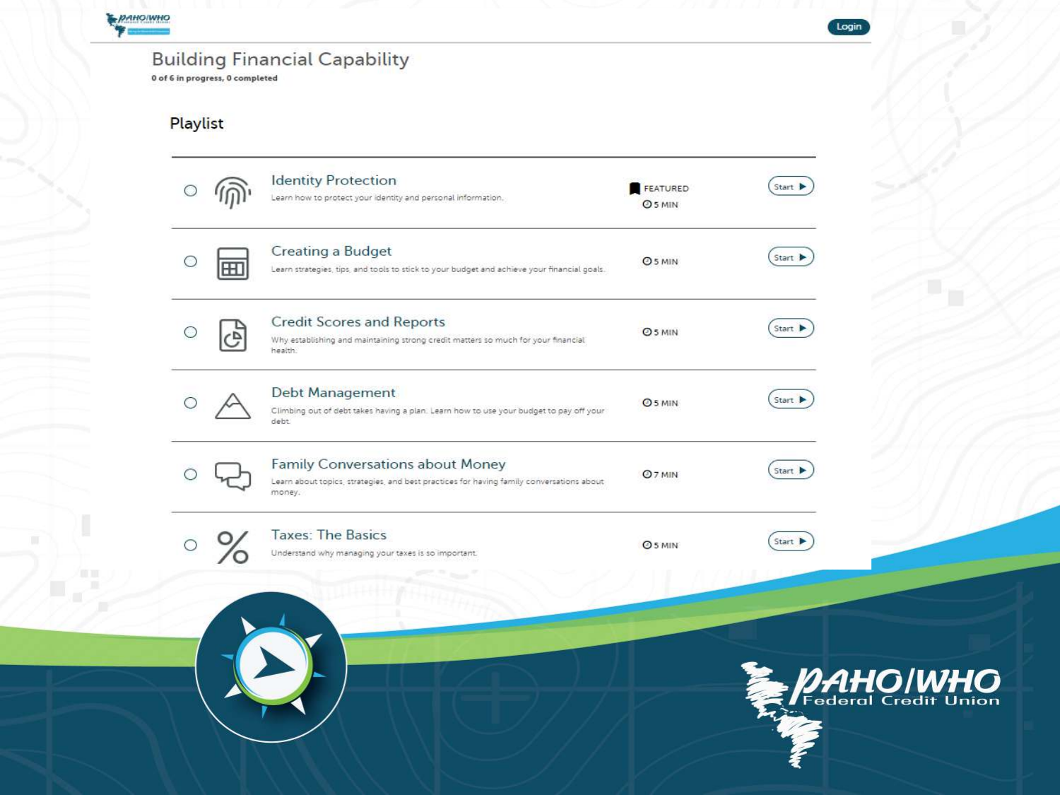# Building Financial Capability

0 of 6 in progress, 0 completed

## Playlist

| Module | Description | Details | |
|---|---|---|---|
| Identity Protection | Learn how to protect your identity and personal information. | FEATURED 5 MIN | Start |
| Creating a Budget | Learn strategies, tips, and tools to stick to your budget and achieve your financial goals. | 5 MIN | Start |
| Credit Scores and Reports | Why establishing and maintaining strong credit matters so much for your financial health. | 5 MIN | Start |
| Debt Management | Climbing out of debt takes having a plan. Learn how to use your budget to pay off your debt. | 5 MIN | Start |
| Family Conversations about Money | Learn about topics, strategies, and best practices for having family conversations about money. | 7 MIN | Start |
| Taxes: The Basics | Understand why managing your taxes is so important. | 5 MIN | Start |

PAHO/WHO Federal Credit Union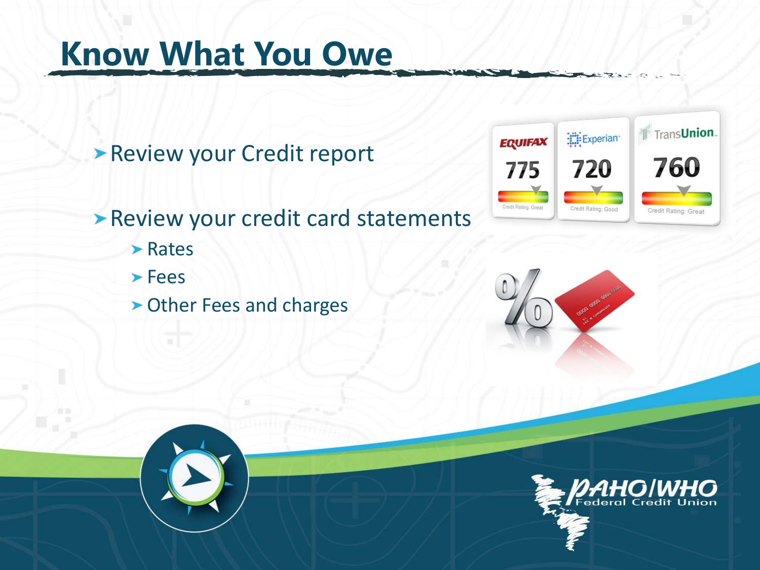# Know What You Owe

- Review your Credit report
- Review your credit card statements
  - Rates
  - Fees
  - Other Fees and charges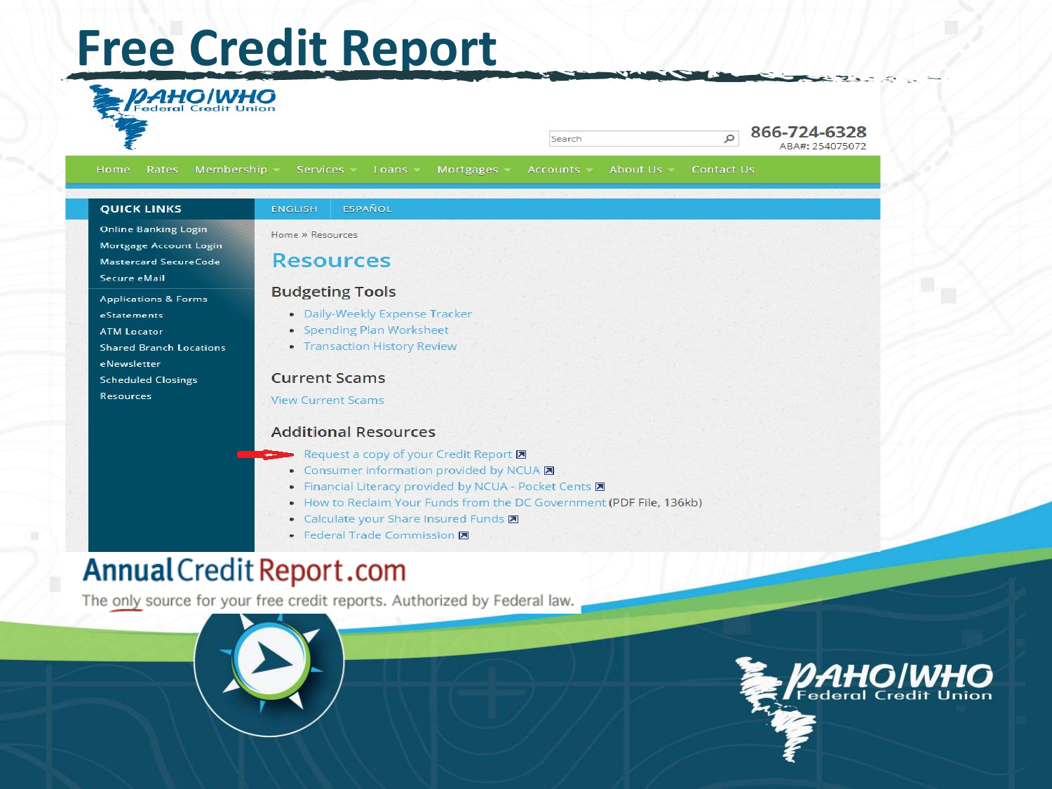# Free Credit Report

PAHO/WHO Federal Credit Union

Search

866-724-6328
ABA#: 254075072

Home | Rates | Membership | Services | Loans | Mortgages | Accounts | About Us | Contact Us

**QUICK LINKS**

- Online Banking Login
- Mortgage Account Login
- Mastercard SecureCode
- Secure eMail
- Applications & Forms
- eStatements
- ATM Locator
- Shared Branch Locations
- eNewsletter
- Scheduled Closings
- Resources

ENGLISH | ESPAÑOL

Home » Resources

## Resources

### Budgeting Tools

- Daily-Weekly Expense Tracker
- Spending Plan Worksheet
- Transaction History Review

### Current Scams

View Current Scams

### Additional Resources

- Request a copy of your Credit Report
- Consumer information provided by NCUA
- Financial Literacy provided by NCUA - Pocket Cents
- How to Reclaim Your Funds from the DC Government (PDF File, 136kb)
- Calculate your Share Insured Funds
- Federal Trade Commission

AnnualCreditReport.com

The only source for your free credit reports. Authorized by Federal law.

PAHO/WHO Federal Credit Union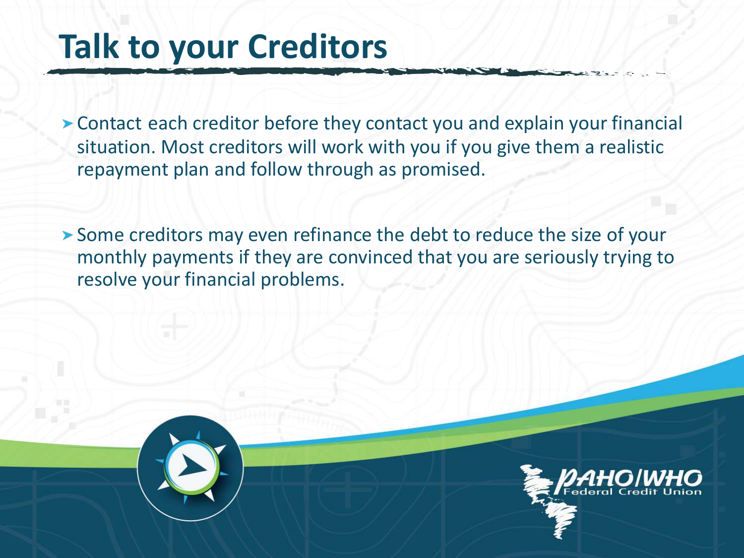# Talk to your Creditors

- Contact each creditor before they contact you and explain your financial situation. Most creditors will work with you if you give them a realistic repayment plan and follow through as promised.

- Some creditors may even refinance the debt to reduce the size of your monthly payments if they are convinced that you are seriously trying to resolve your financial problems.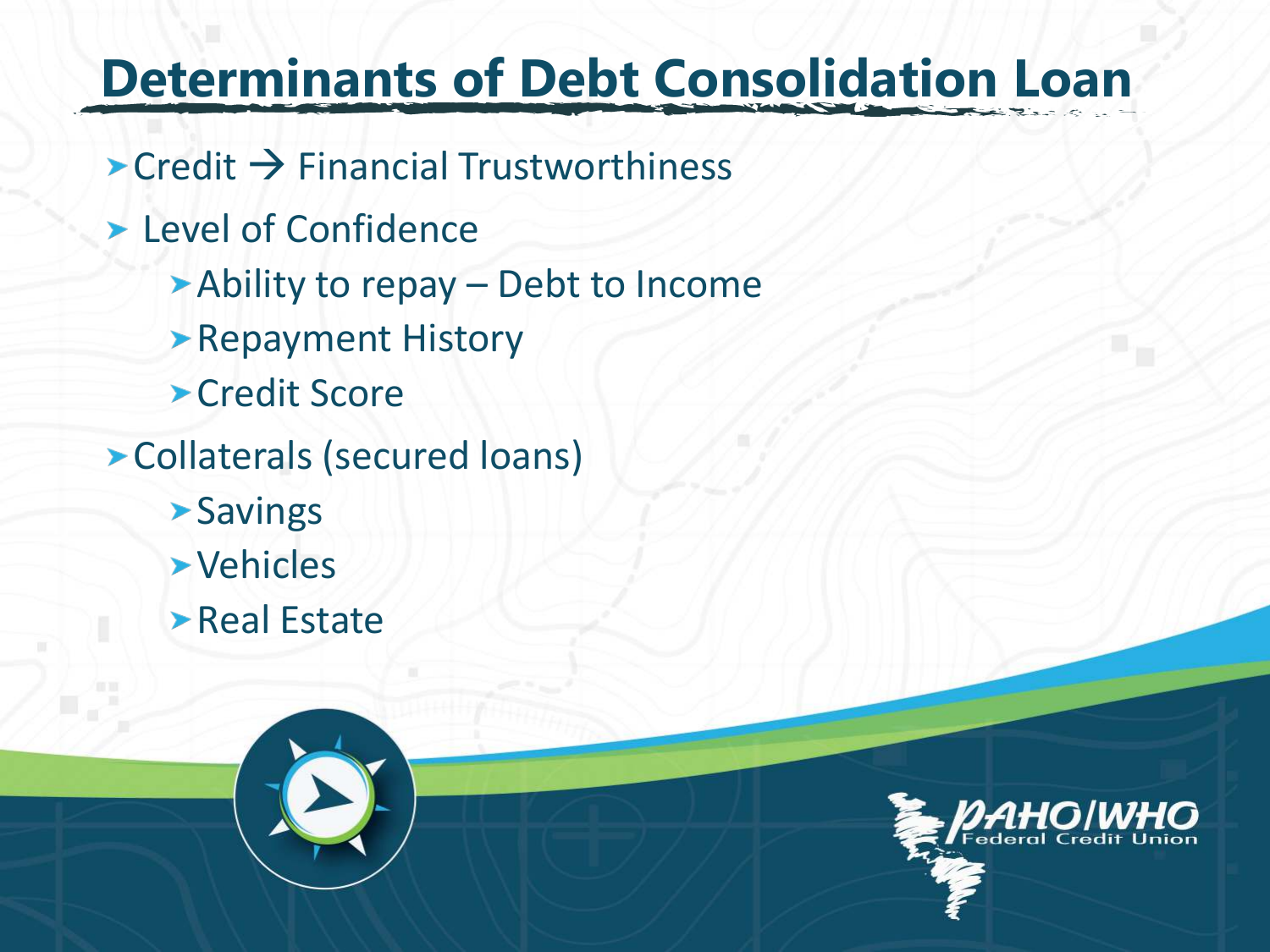# Determinants of Debt Consolidation Loan

- Credit → Financial Trustworthiness
- Level of Confidence
  - Ability to repay – Debt to Income
  - Repayment History
  - Credit Score
- Collaterals (secured loans)
  - Savings
  - Vehicles
  - Real Estate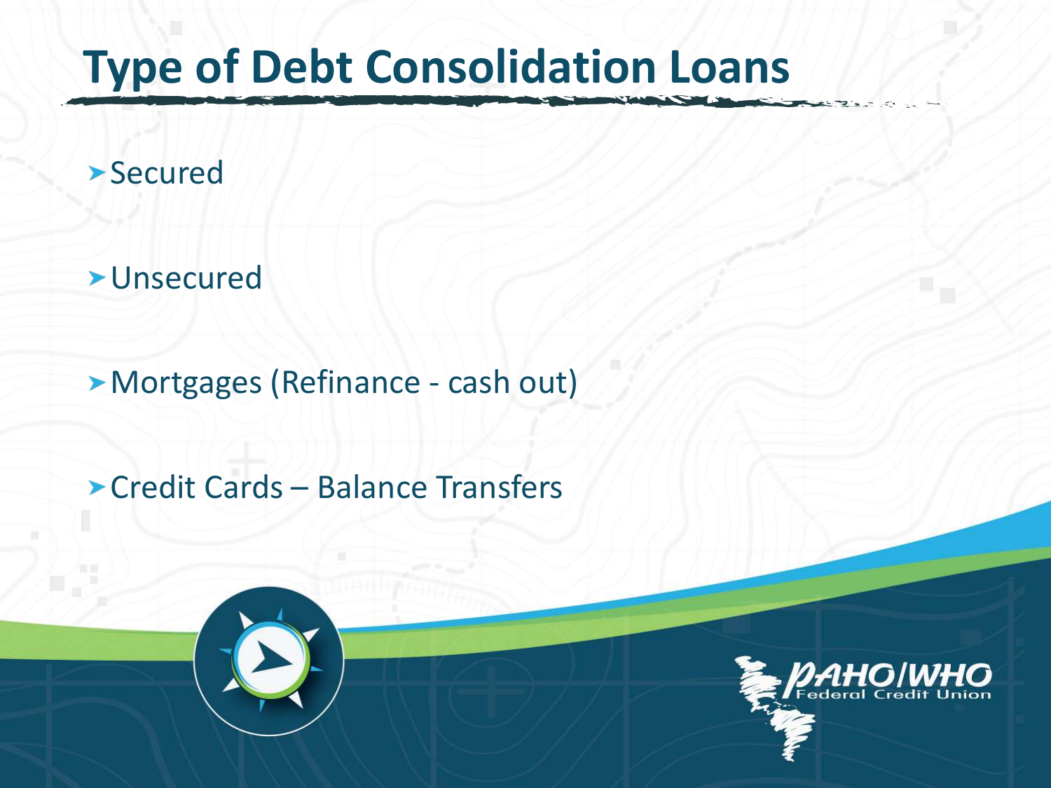# Type of Debt Consolidation Loans

- Secured
- Unsecured
- Mortgages (Refinance - cash out)
- Credit Cards – Balance Transfers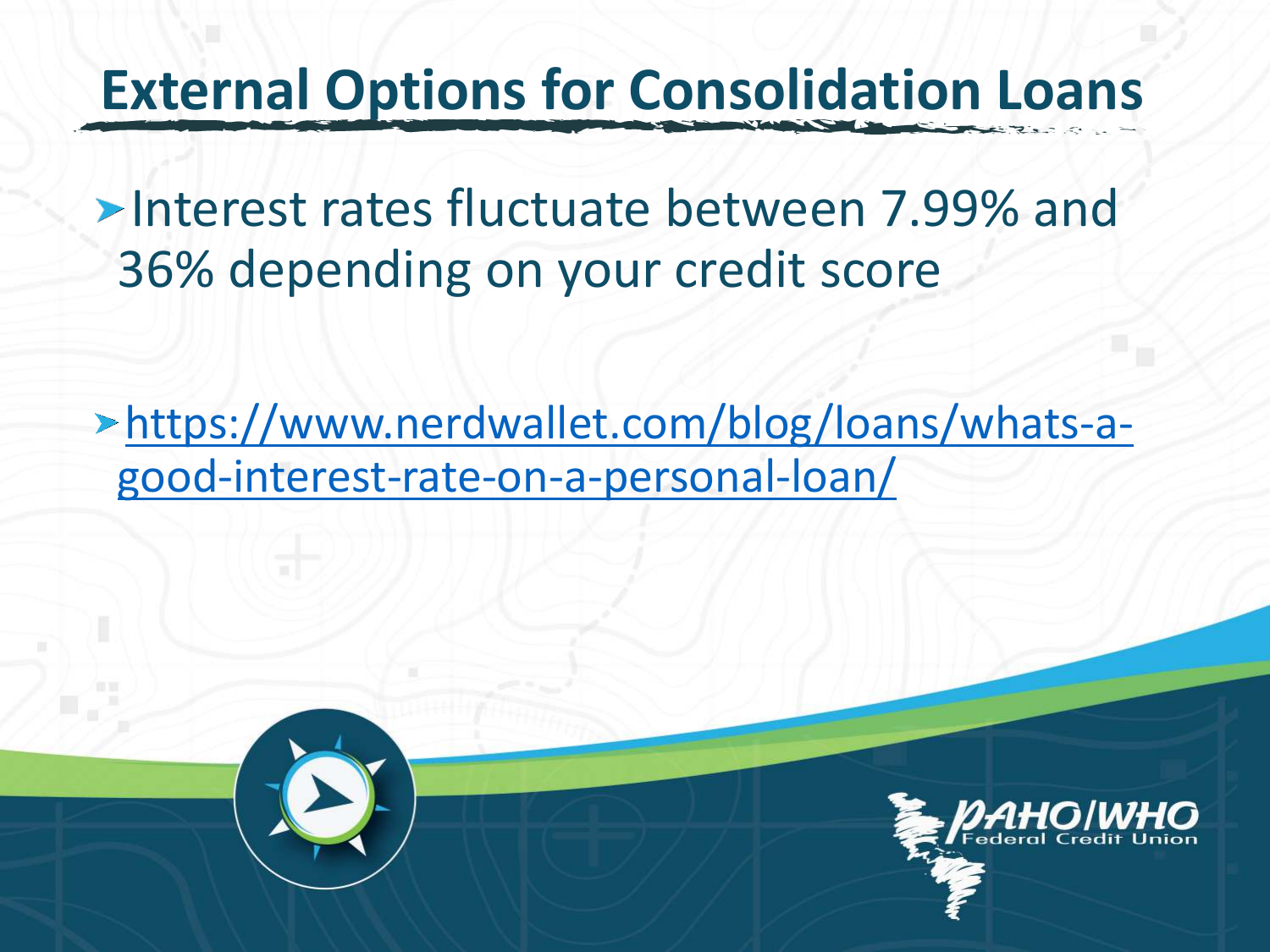# External Options for Consolidation Loans

- Interest rates fluctuate between 7.99% and 36% depending on your credit score

- https://www.nerdwallet.com/blog/loans/whats-a-good-interest-rate-on-a-personal-loan/

PAHO/WHO Federal Credit Union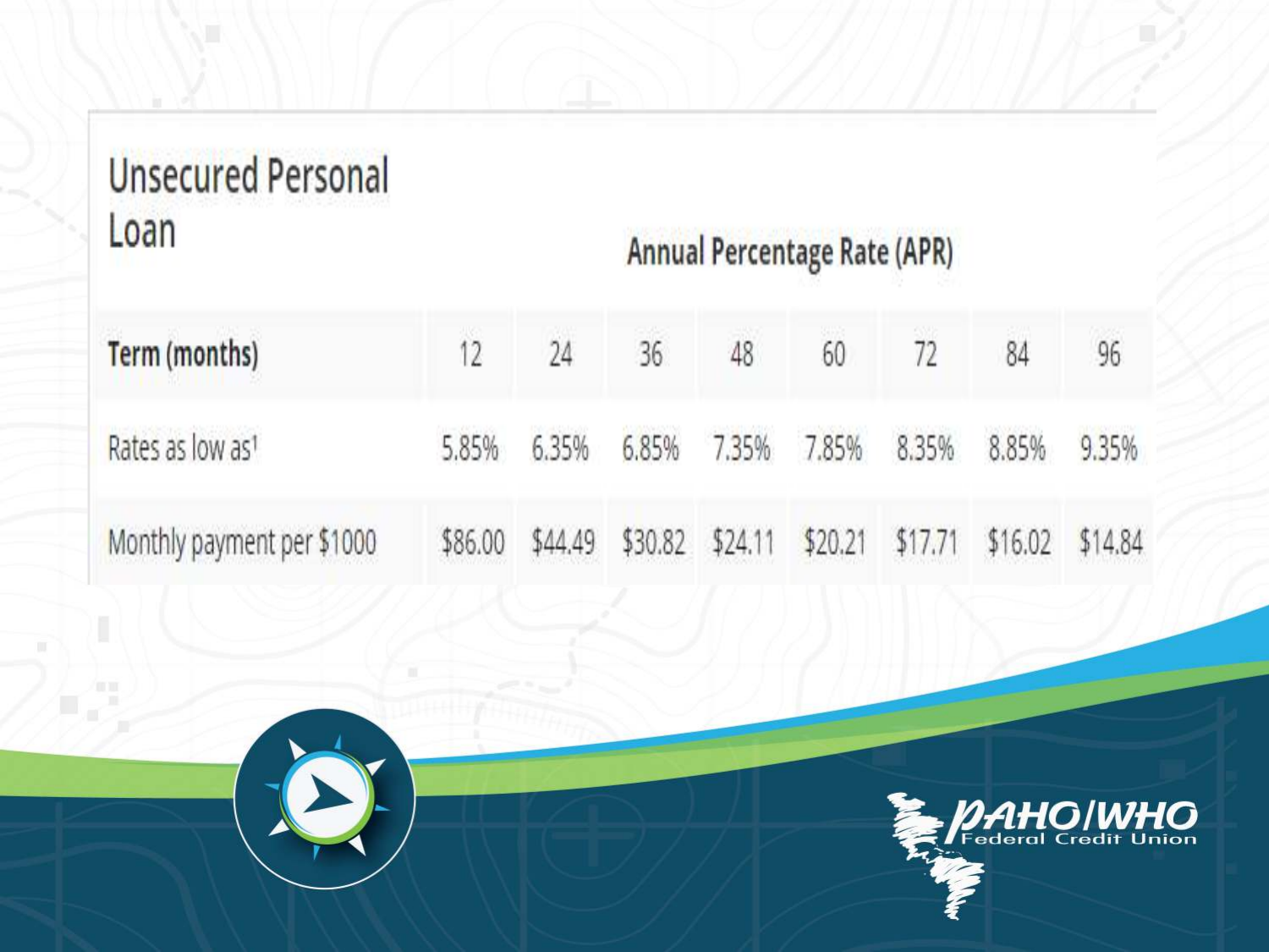## Unsecured Personal Loan

| | Annual Percentage Rate (APR) | | | | | | | |
|---|---|---|---|---|---|---|---|---|
| **Term (months)** | 12 | 24 | 36 | 48 | 60 | 72 | 84 | 96 |
| Rates as low as[1] | 5.85% | 6.35% | 6.85% | 7.35% | 7.85% | 8.35% | 8.85% | 9.35% |
| Monthly payment per $1000 | $86.00 | $44.49 | $30.82 | $24.11 | $20.21 | $17.71 | $16.02 | $14.84 |

PAHO/WHO Federal Credit Union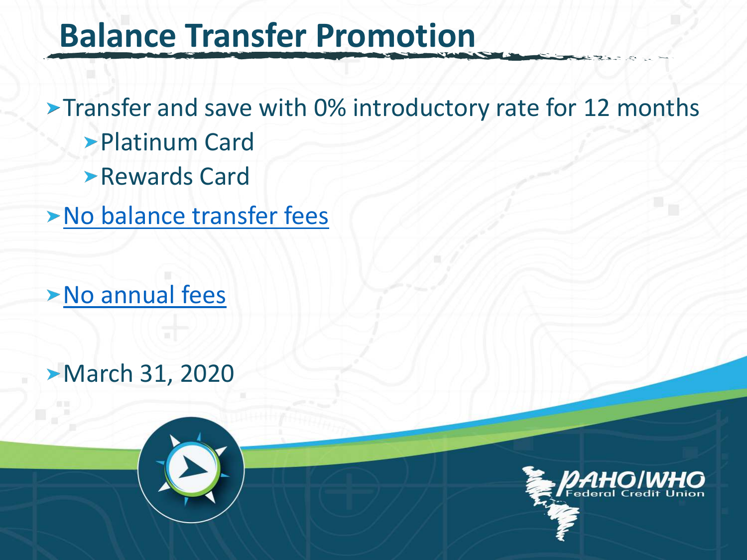# Balance Transfer Promotion

- Transfer and save with 0% introductory rate for 12 months
  - Platinum Card
  - Rewards Card
- No balance transfer fees
- No annual fees
- March 31, 2020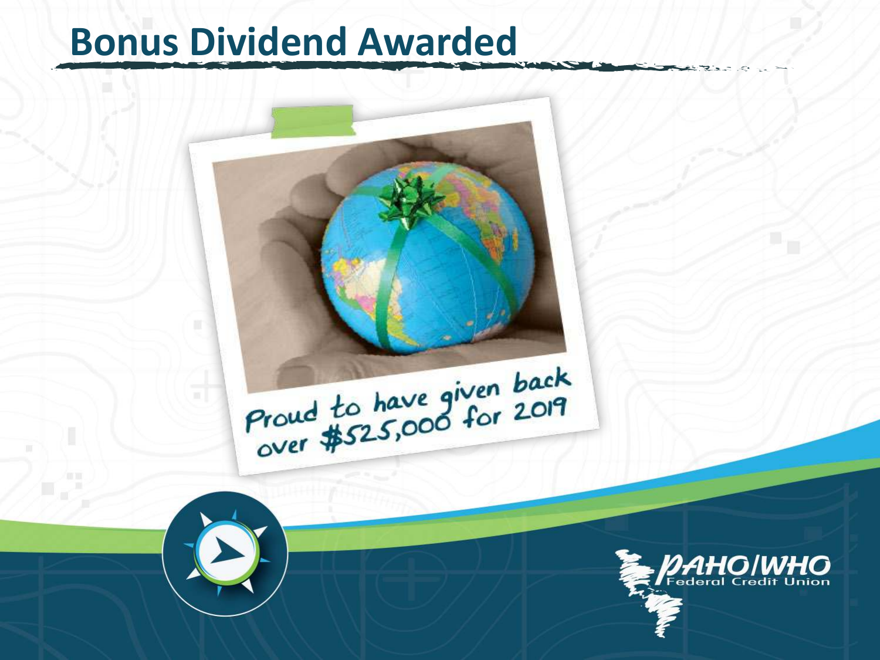# Bonus Dividend Awarded

Proud to have given back over $525,000 for 2019

PAHO/WHO Federal Credit Union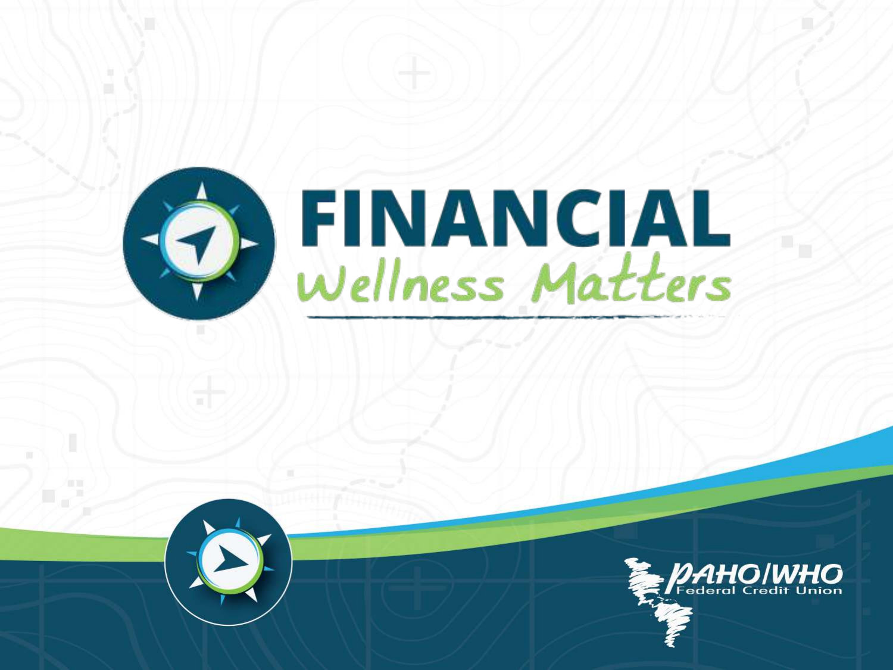# FINANCIAL

## Wellness Matters

PAHO/WHO Federal Credit Union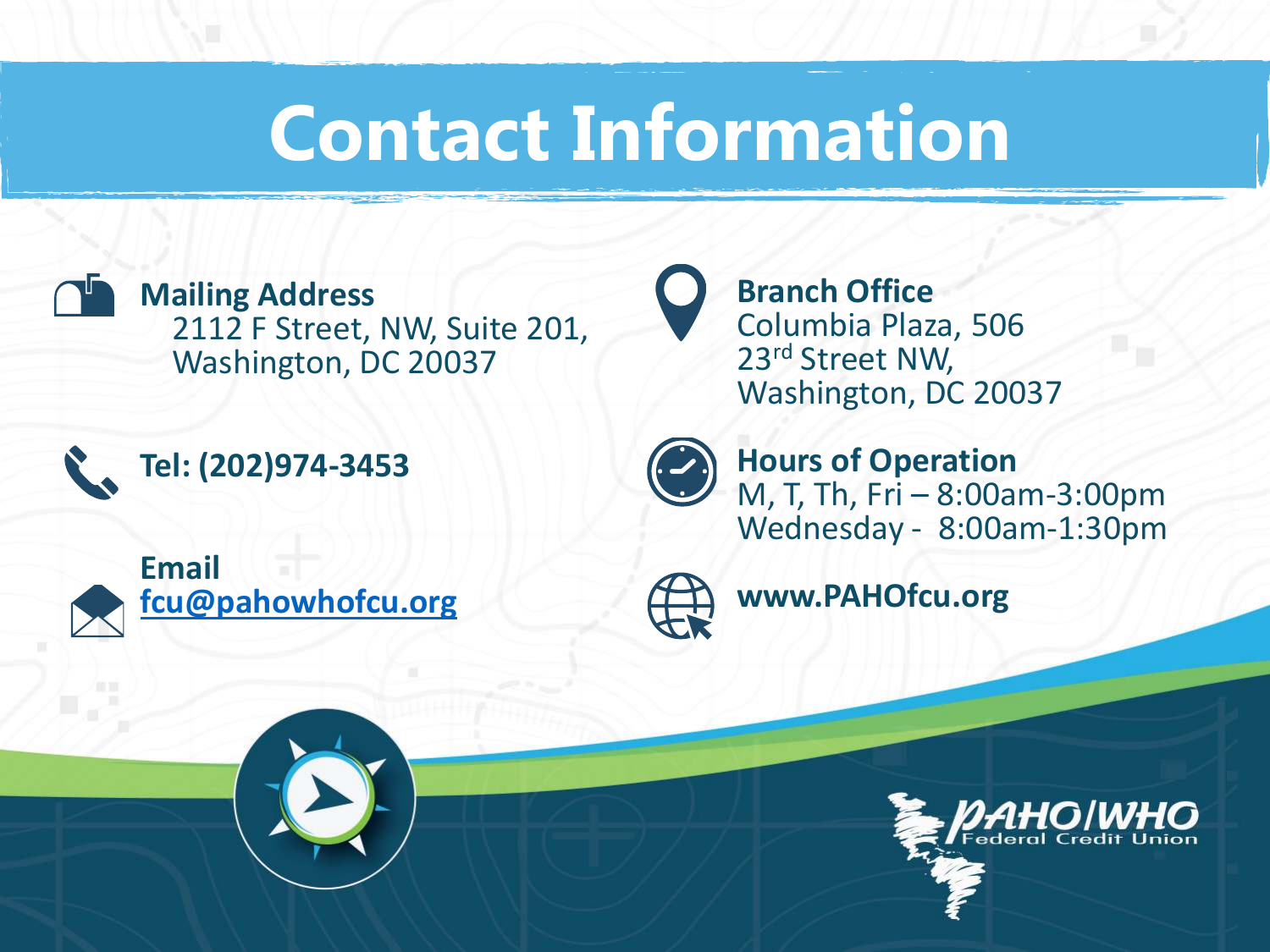# Contact Information

**Mailing Address**
2112 F Street, NW, Suite 201,
Washington, DC 20037

**Tel: (202)974-3453**

**Email**
fcu@pahowhofcu.org

**Branch Office**
Columbia Plaza, 506
23rd Street NW,
Washington, DC 20037

**Hours of Operation**
M, T, Th, Fri – 8:00am-3:00pm
Wednesday - 8:00am-1:30pm

**www.PAHOfcu.org**

PAHO/WHO Federal Credit Union